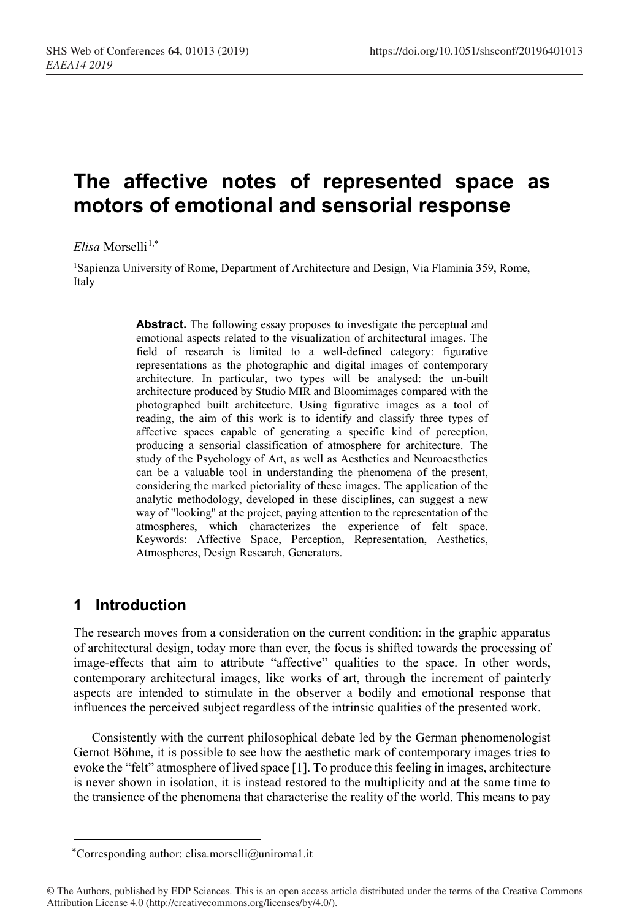# The affective notes of represented space as motors of emotional and sensorial response

*Elisa* Morselli[1,*]

[1]Sapienza University of Rome, Department of Architecture and Design, Via Flaminia 359, Rome, Italy

**Abstract.** The following essay proposes to investigate the perceptual and emotional aspects related to the visualization of architectural images. The field of research is limited to a well-defined category: figurative representations as the photographic and digital images of contemporary architecture. In particular, two types will be analysed: the un-built architecture produced by Studio MIR and Bloomimages compared with the photographed built architecture. Using figurative images as a tool of reading, the aim of this work is to identify and classify three types of affective spaces capable of generating a specific kind of perception, producing a sensorial classification of atmosphere for architecture. The study of the Psychology of Art, as well as Aesthetics and Neuroaesthetics can be a valuable tool in understanding the phenomena of the present, considering the marked pictoriality of these images. The application of the analytic methodology, developed in these disciplines, can suggest a new way of "looking" at the project, paying attention to the representation of the atmospheres, which characterizes the experience of felt space. Keywords: Affective Space, Perception, Representation, Aesthetics, Atmospheres, Design Research, Generators.

## 1 Introduction

The research moves from a consideration on the current condition: in the graphic apparatus of architectural design, today more than ever, the focus is shifted towards the processing of image-effects that aim to attribute "affective" qualities to the space. In other words, contemporary architectural images, like works of art, through the increment of painterly aspects are intended to stimulate in the observer a bodily and emotional response that influences the perceived subject regardless of the intrinsic qualities of the presented work.

Consistently with the current philosophical debate led by the German phenomenologist Gernot Böhme, it is possible to see how the aesthetic mark of contemporary images tries to evoke the "felt" atmosphere of lived space [1]. To produce this feeling in images, architecture is never shown in isolation, it is instead restored to the multiplicity and at the same time to the transience of the phenomena that characterise the reality of the world. This means to pay

*Corresponding author: elisa.morselli@uniroma1.it

© The Authors, published by EDP Sciences. This is an open access article distributed under the terms of the Creative Commons Attribution License 4.0 (http://creativecommons.org/licenses/by/4.0/).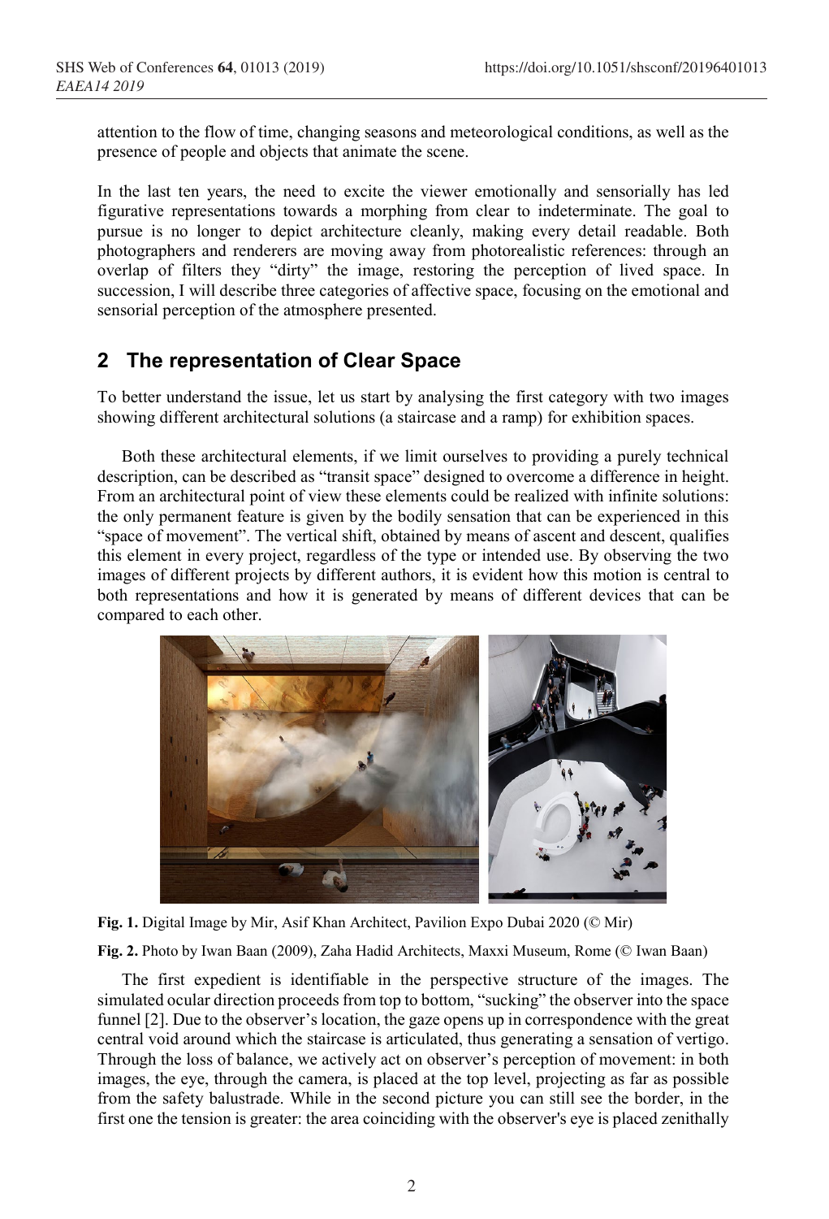attention to the flow of time, changing seasons and meteorological conditions, as well as the presence of people and objects that animate the scene.

In the last ten years, the need to excite the viewer emotionally and sensorially has led figurative representations towards a morphing from clear to indeterminate. The goal to pursue is no longer to depict architecture cleanly, making every detail readable. Both photographers and renderers are moving away from photorealistic references: through an overlap of filters they "dirty" the image, restoring the perception of lived space. In succession, I will describe three categories of affective space, focusing on the emotional and sensorial perception of the atmosphere presented.

## 2 The representation of Clear Space

To better understand the issue, let us start by analysing the first category with two images showing different architectural solutions (a staircase and a ramp) for exhibition spaces.

Both these architectural elements, if we limit ourselves to providing a purely technical description, can be described as "transit space" designed to overcome a difference in height. From an architectural point of view these elements could be realized with infinite solutions: the only permanent feature is given by the bodily sensation that can be experienced in this "space of movement". The vertical shift, obtained by means of ascent and descent, qualifies this element in every project, regardless of the type or intended use. By observing the two images of different projects by different authors, it is evident how this motion is central to both representations and how it is generated by means of different devices that can be compared to each other.

**Fig. 1.** Digital Image by Mir, Asif Khan Architect, Pavilion Expo Dubai 2020 (© Mir)

**Fig. 2.** Photo by Iwan Baan (2009), Zaha Hadid Architects, Maxxi Museum, Rome (© Iwan Baan)

The first expedient is identifiable in the perspective structure of the images. The simulated ocular direction proceeds from top to bottom, "sucking" the observer into the space funnel [2]. Due to the observer's location, the gaze opens up in correspondence with the great central void around which the staircase is articulated, thus generating a sensation of vertigo. Through the loss of balance, we actively act on observer's perception of movement: in both images, the eye, through the camera, is placed at the top level, projecting as far as possible from the safety balustrade. While in the second picture you can still see the border, in the first one the tension is greater: the area coinciding with the observer's eye is placed zenithally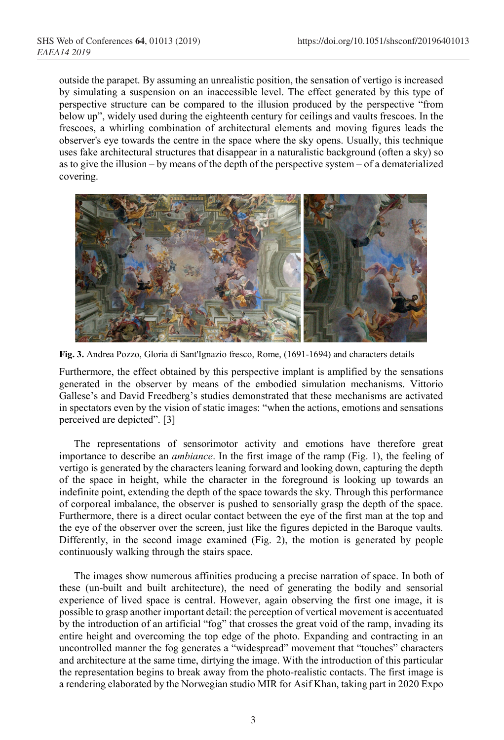outside the parapet. By assuming an unrealistic position, the sensation of vertigo is increased by simulating a suspension on an inaccessible level. The effect generated by this type of perspective structure can be compared to the illusion produced by the perspective "from below up", widely used during the eighteenth century for ceilings and vaults frescoes. In the frescoes, a whirling combination of architectural elements and moving figures leads the observer's eye towards the centre in the space where the sky opens. Usually, this technique uses fake architectural structures that disappear in a naturalistic background (often a sky) so as to give the illusion – by means of the depth of the perspective system – of a dematerialized covering.

**Fig. 3.** Andrea Pozzo, Gloria di Sant'Ignazio fresco, Rome, (1691-1694) and characters details

Furthermore, the effect obtained by this perspective implant is amplified by the sensations generated in the observer by means of the embodied simulation mechanisms. Vittorio Gallese's and David Freedberg's studies demonstrated that these mechanisms are activated in spectators even by the vision of static images: "when the actions, emotions and sensations perceived are depicted". [3]

The representations of sensorimotor activity and emotions have therefore great importance to describe an *ambiance*. In the first image of the ramp (Fig. 1), the feeling of vertigo is generated by the characters leaning forward and looking down, capturing the depth of the space in height, while the character in the foreground is looking up towards an indefinite point, extending the depth of the space towards the sky. Through this performance of corporeal imbalance, the observer is pushed to sensorially grasp the depth of the space. Furthermore, there is a direct ocular contact between the eye of the first man at the top and the eye of the observer over the screen, just like the figures depicted in the Baroque vaults. Differently, in the second image examined (Fig. 2), the motion is generated by people continuously walking through the stairs space.

The images show numerous affinities producing a precise narration of space. In both of these (un-built and built architecture), the need of generating the bodily and sensorial experience of lived space is central. However, again observing the first one image, it is possible to grasp another important detail: the perception of vertical movement is accentuated by the introduction of an artificial "fog" that crosses the great void of the ramp, invading its entire height and overcoming the top edge of the photo. Expanding and contracting in an uncontrolled manner the fog generates a "widespread" movement that "touches" characters and architecture at the same time, dirtying the image. With the introduction of this particular the representation begins to break away from the photo-realistic contacts. The first image is a rendering elaborated by the Norwegian studio MIR for Asif Khan, taking part in 2020 Expo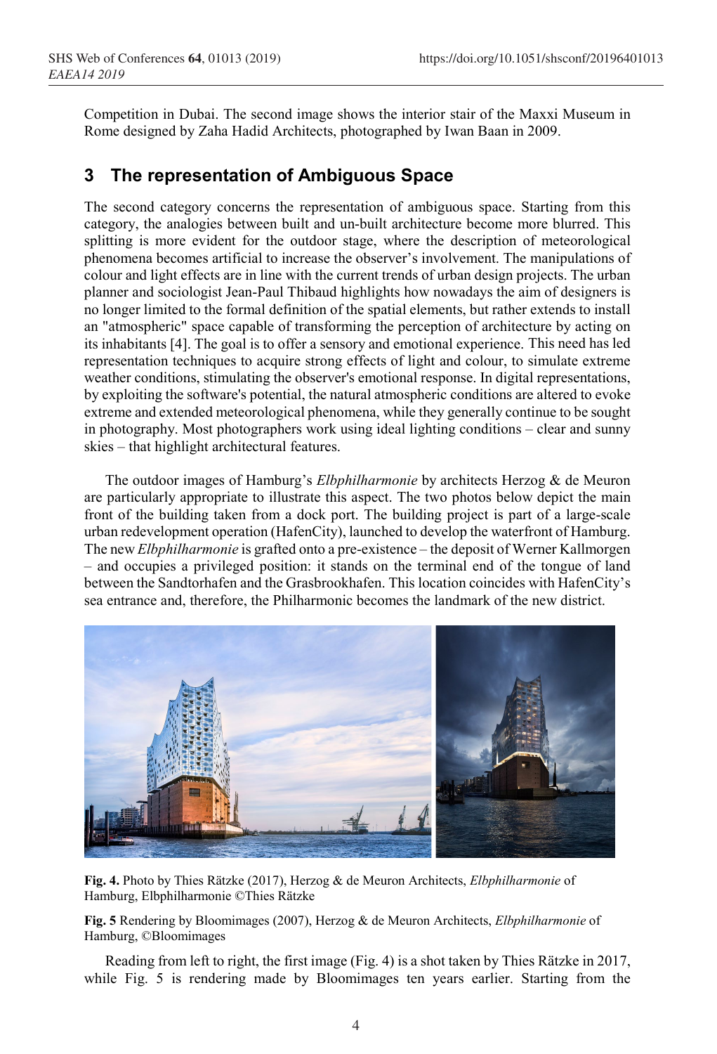Competition in Dubai. The second image shows the interior stair of the Maxxi Museum in Rome designed by Zaha Hadid Architects, photographed by Iwan Baan in 2009.

## 3 The representation of Ambiguous Space

The second category concerns the representation of ambiguous space. Starting from this category, the analogies between built and un-built architecture become more blurred. This splitting is more evident for the outdoor stage, where the description of meteorological phenomena becomes artificial to increase the observer's involvement. The manipulations of colour and light effects are in line with the current trends of urban design projects. The urban planner and sociologist Jean-Paul Thibaud highlights how nowadays the aim of designers is no longer limited to the formal definition of the spatial elements, but rather extends to install an "atmospheric" space capable of transforming the perception of architecture by acting on its inhabitants [4]. The goal is to offer a sensory and emotional experience. This need has led representation techniques to acquire strong effects of light and colour, to simulate extreme weather conditions, stimulating the observer's emotional response. In digital representations, by exploiting the software's potential, the natural atmospheric conditions are altered to evoke extreme and extended meteorological phenomena, while they generally continue to be sought in photography. Most photographers work using ideal lighting conditions – clear and sunny skies – that highlight architectural features.

The outdoor images of Hamburg's *Elbphilharmonie* by architects Herzog & de Meuron are particularly appropriate to illustrate this aspect. The two photos below depict the main front of the building taken from a dock port. The building project is part of a large-scale urban redevelopment operation (HafenCity), launched to develop the waterfront of Hamburg. The new *Elbphilharmonie* is grafted onto a pre-existence – the deposit of Werner Kallmorgen – and occupies a privileged position: it stands on the terminal end of the tongue of land between the Sandtorhafen and the Grasbrookhafen. This location coincides with HafenCity's sea entrance and, therefore, the Philharmonic becomes the landmark of the new district.

**Fig. 4.** Photo by Thies Rätzke (2017), Herzog & de Meuron Architects, *Elbphilharmonie* of Hamburg, Elbphilharmonie ©Thies Rätzke

**Fig. 5** Rendering by Bloomimages (2007), Herzog & de Meuron Architects, *Elbphilharmonie* of Hamburg, ©Bloomimages

Reading from left to right, the first image (Fig. 4) is a shot taken by Thies Rätzke in 2017, while Fig. 5 is rendering made by Bloomimages ten years earlier. Starting from the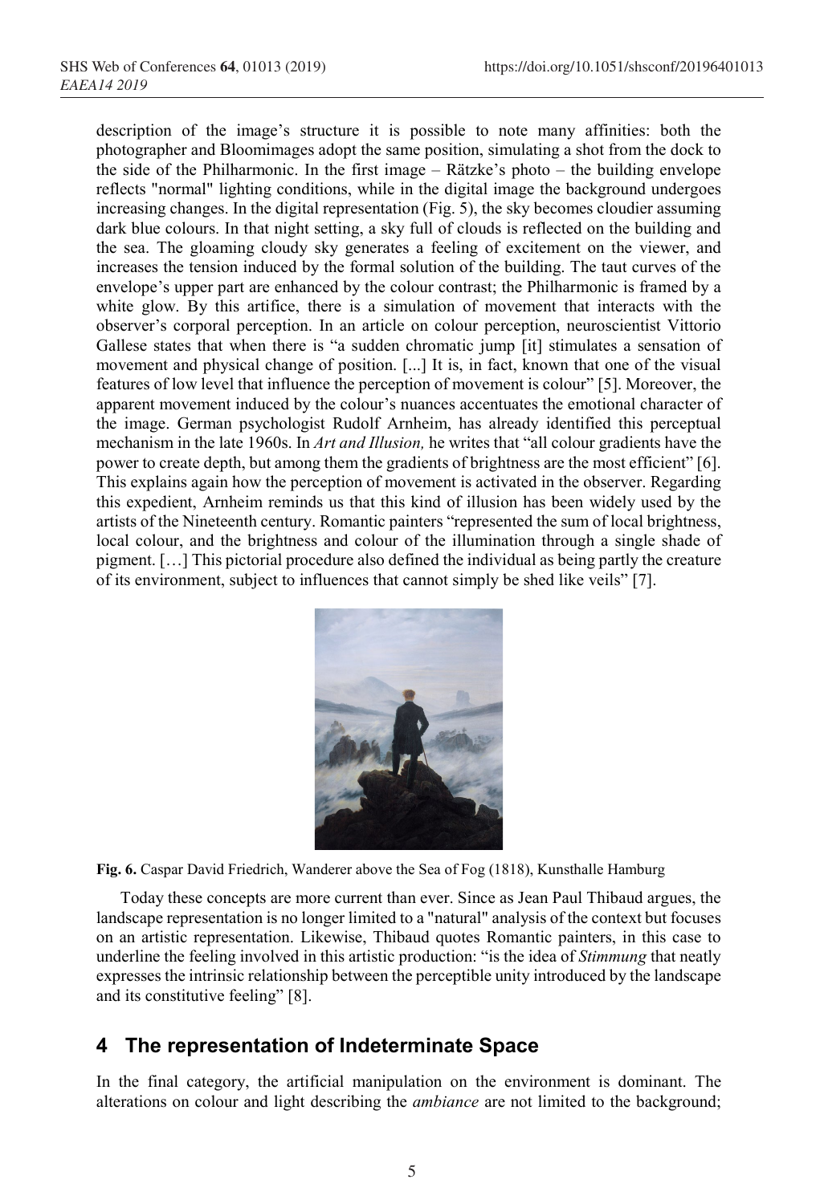description of the image's structure it is possible to note many affinities: both the photographer and Bloomimages adopt the same position, simulating a shot from the dock to the side of the Philharmonic. In the first image – Rätzke's photo – the building envelope reflects "normal" lighting conditions, while in the digital image the background undergoes increasing changes. In the digital representation (Fig. 5), the sky becomes cloudier assuming dark blue colours. In that night setting, a sky full of clouds is reflected on the building and the sea. The gloaming cloudy sky generates a feeling of excitement on the viewer, and increases the tension induced by the formal solution of the building. The taut curves of the envelope's upper part are enhanced by the colour contrast; the Philharmonic is framed by a white glow. By this artifice, there is a simulation of movement that interacts with the observer's corporal perception. In an article on colour perception, neuroscientist Vittorio Gallese states that when there is "a sudden chromatic jump [it] stimulates a sensation of movement and physical change of position. [...] It is, in fact, known that one of the visual features of low level that influence the perception of movement is colour" [5]. Moreover, the apparent movement induced by the colour's nuances accentuates the emotional character of the image. German psychologist Rudolf Arnheim, has already identified this perceptual mechanism in the late 1960s. In *Art and Illusion,* he writes that "all colour gradients have the power to create depth, but among them the gradients of brightness are the most efficient" [6]. This explains again how the perception of movement is activated in the observer. Regarding this expedient, Arnheim reminds us that this kind of illusion has been widely used by the artists of the Nineteenth century. Romantic painters "represented the sum of local brightness, local colour, and the brightness and colour of the illumination through a single shade of pigment. […] This pictorial procedure also defined the individual as being partly the creature of its environment, subject to influences that cannot simply be shed like veils" [7].

**Fig. 6.** Caspar David Friedrich, Wanderer above the Sea of Fog (1818), Kunsthalle Hamburg

Today these concepts are more current than ever. Since as Jean Paul Thibaud argues, the landscape representation is no longer limited to a "natural" analysis of the context but focuses on an artistic representation. Likewise, Thibaud quotes Romantic painters, in this case to underline the feeling involved in this artistic production: "is the idea of *Stimmung* that neatly expresses the intrinsic relationship between the perceptible unity introduced by the landscape and its constitutive feeling" [8].

## 4 The representation of Indeterminate Space

In the final category, the artificial manipulation on the environment is dominant. The alterations on colour and light describing the *ambiance* are not limited to the background;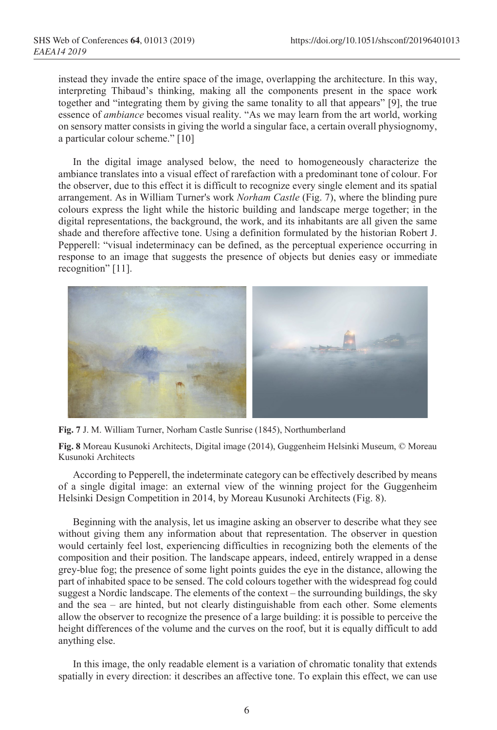instead they invade the entire space of the image, overlapping the architecture. In this way, interpreting Thibaud's thinking, making all the components present in the space work together and "integrating them by giving the same tonality to all that appears" [9], the true essence of *ambiance* becomes visual reality. "As we may learn from the art world, working on sensory matter consists in giving the world a singular face, a certain overall physiognomy, a particular colour scheme." [10]

In the digital image analysed below, the need to homogeneously characterize the ambiance translates into a visual effect of rarefaction with a predominant tone of colour. For the observer, due to this effect it is difficult to recognize every single element and its spatial arrangement. As in William Turner's work *Norham Castle* (Fig. 7), where the blinding pure colours express the light while the historic building and landscape merge together; in the digital representations, the background, the work, and its inhabitants are all given the same shade and therefore affective tone. Using a definition formulated by the historian Robert J. Pepperell: "visual indeterminacy can be defined, as the perceptual experience occurring in response to an image that suggests the presence of objects but denies easy or immediate recognition" [11].

**Fig. 7** J. M. William Turner, Norham Castle Sunrise (1845), Northumberland

**Fig. 8** Moreau Kusunoki Architects, Digital image (2014), Guggenheim Helsinki Museum, © Moreau Kusunoki Architects

According to Pepperell, the indeterminate category can be effectively described by means of a single digital image: an external view of the winning project for the Guggenheim Helsinki Design Competition in 2014, by Moreau Kusunoki Architects (Fig. 8).

Beginning with the analysis, let us imagine asking an observer to describe what they see without giving them any information about that representation. The observer in question would certainly feel lost, experiencing difficulties in recognizing both the elements of the composition and their position. The landscape appears, indeed, entirely wrapped in a dense grey-blue fog; the presence of some light points guides the eye in the distance, allowing the part of inhabited space to be sensed. The cold colours together with the widespread fog could suggest a Nordic landscape. The elements of the context – the surrounding buildings, the sky and the sea – are hinted, but not clearly distinguishable from each other. Some elements allow the observer to recognize the presence of a large building: it is possible to perceive the height differences of the volume and the curves on the roof, but it is equally difficult to add anything else.

In this image, the only readable element is a variation of chromatic tonality that extends spatially in every direction: it describes an affective tone. To explain this effect, we can use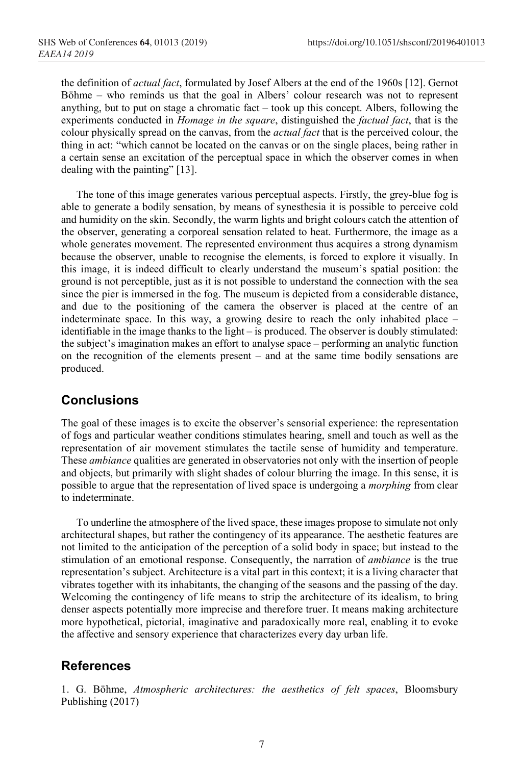the definition of *actual fact*, formulated by Josef Albers at the end of the 1960s [12]. Gernot Böhme – who reminds us that the goal in Albers' colour research was not to represent anything, but to put on stage a chromatic fact – took up this concept. Albers, following the experiments conducted in *Homage in the square*, distinguished the *factual fact*, that is the colour physically spread on the canvas, from the *actual fact* that is the perceived colour, the thing in act: "which cannot be located on the canvas or on the single places, being rather in a certain sense an excitation of the perceptual space in which the observer comes in when dealing with the painting" [13].

The tone of this image generates various perceptual aspects. Firstly, the grey-blue fog is able to generate a bodily sensation, by means of synesthesia it is possible to perceive cold and humidity on the skin. Secondly, the warm lights and bright colours catch the attention of the observer, generating a corporeal sensation related to heat. Furthermore, the image as a whole generates movement. The represented environment thus acquires a strong dynamism because the observer, unable to recognise the elements, is forced to explore it visually. In this image, it is indeed difficult to clearly understand the museum's spatial position: the ground is not perceptible, just as it is not possible to understand the connection with the sea since the pier is immersed in the fog. The museum is depicted from a considerable distance, and due to the positioning of the camera the observer is placed at the centre of an indeterminate space. In this way, a growing desire to reach the only inhabited place – identifiable in the image thanks to the light – is produced. The observer is doubly stimulated: the subject's imagination makes an effort to analyse space – performing an analytic function on the recognition of the elements present – and at the same time bodily sensations are produced.

## Conclusions

The goal of these images is to excite the observer's sensorial experience: the representation of fogs and particular weather conditions stimulates hearing, smell and touch as well as the representation of air movement stimulates the tactile sense of humidity and temperature. These *ambiance* qualities are generated in observatories not only with the insertion of people and objects, but primarily with slight shades of colour blurring the image. In this sense, it is possible to argue that the representation of lived space is undergoing a *morphing* from clear to indeterminate.

To underline the atmosphere of the lived space, these images propose to simulate not only architectural shapes, but rather the contingency of its appearance. The aesthetic features are not limited to the anticipation of the perception of a solid body in space; but instead to the stimulation of an emotional response. Consequently, the narration of *ambiance* is the true representation's subject. Architecture is a vital part in this context; it is a living character that vibrates together with its inhabitants, the changing of the seasons and the passing of the day. Welcoming the contingency of life means to strip the architecture of its idealism, to bring denser aspects potentially more imprecise and therefore truer. It means making architecture more hypothetical, pictorial, imaginative and paradoxically more real, enabling it to evoke the affective and sensory experience that characterizes every day urban life.

## References

1. G. Böhme, *Atmospheric architectures: the aesthetics of felt spaces*, Bloomsbury Publishing (2017)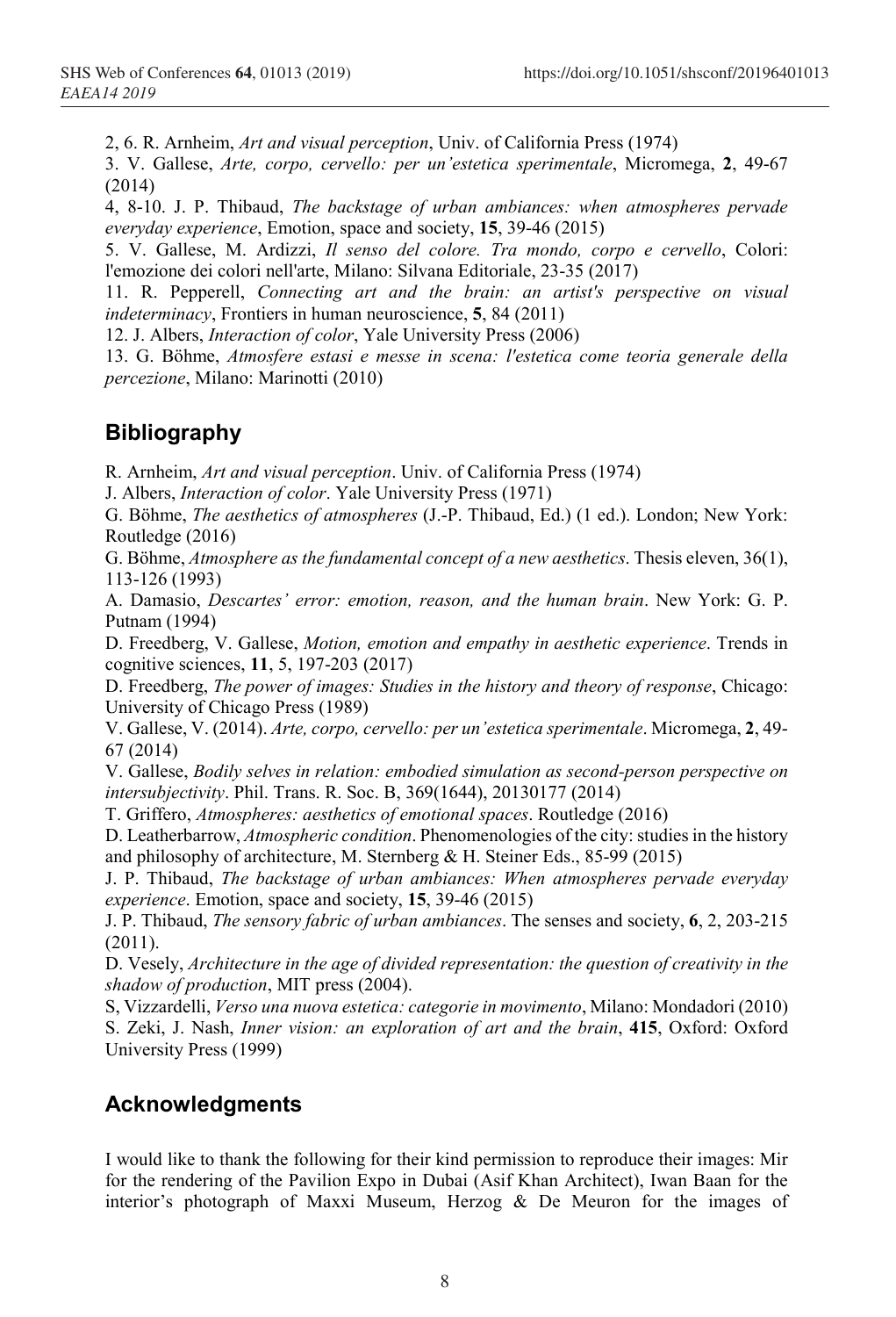2, 6. R. Arnheim, *Art and visual perception*, Univ. of California Press (1974)

3. V. Gallese, *Arte, corpo, cervello: per un'estetica sperimentale*, Micromega, **2**, 49-67 (2014)

4, 8-10. J. P. Thibaud, *The backstage of urban ambiances: when atmospheres pervade everyday experience*, Emotion, space and society, **15**, 39-46 (2015)

5. V. Gallese, M. Ardizzi, *Il senso del colore. Tra mondo, corpo e cervello*, Colori: l'emozione dei colori nell'arte, Milano: Silvana Editoriale, 23-35 (2017)

11. R. Pepperell, *Connecting art and the brain: an artist's perspective on visual indeterminacy*, Frontiers in human neuroscience, **5**, 84 (2011)

12. J. Albers, *Interaction of color*, Yale University Press (2006)

13. G. Böhme, *Atmosfere estasi e messe in scena: l'estetica come teoria generale della percezione*, Milano: Marinotti (2010)

## Bibliography

R. Arnheim, *Art and visual perception*. Univ. of California Press (1974)

J. Albers, *Interaction of color*. Yale University Press (1971)

G. Böhme, *The aesthetics of atmospheres* (J.-P. Thibaud, Ed.) (1 ed.). London; New York: Routledge (2016)

G. Böhme, *Atmosphere as the fundamental concept of a new aesthetics*. Thesis eleven, 36(1), 113-126 (1993)

A. Damasio, *Descartes' error: emotion, reason, and the human brain*. New York: G. P. Putnam (1994)

D. Freedberg, V. Gallese, *Motion, emotion and empathy in aesthetic experience*. Trends in cognitive sciences, **11**, 5, 197-203 (2017)

D. Freedberg, *The power of images: Studies in the history and theory of response*, Chicago: University of Chicago Press (1989)

V. Gallese, V. (2014). *Arte, corpo, cervello: per un'estetica sperimentale*. Micromega, **2**, 49-67 (2014)

V. Gallese, *Bodily selves in relation: embodied simulation as second-person perspective on intersubjectivity*. Phil. Trans. R. Soc. B, 369(1644), 20130177 (2014)

T. Griffero, *Atmospheres: aesthetics of emotional spaces*. Routledge (2016)

D. Leatherbarrow, *Atmospheric condition*. Phenomenologies of the city: studies in the history and philosophy of architecture, M. Sternberg & H. Steiner Eds., 85-99 (2015)

J. P. Thibaud, *The backstage of urban ambiances: When atmospheres pervade everyday experience*. Emotion, space and society, **15**, 39-46 (2015)

J. P. Thibaud, *The sensory fabric of urban ambiances*. The senses and society, **6**, 2, 203-215 (2011).

D. Vesely, *Architecture in the age of divided representation: the question of creativity in the shadow of production*, MIT press (2004).

S, Vizzardelli, *Verso una nuova estetica: categorie in movimento*, Milano: Mondadori (2010)

S. Zeki, J. Nash, *Inner vision: an exploration of art and the brain*, **415**, Oxford: Oxford University Press (1999)

## Acknowledgments

I would like to thank the following for their kind permission to reproduce their images: Mir for the rendering of the Pavilion Expo in Dubai (Asif Khan Architect), Iwan Baan for the interior's photograph of Maxxi Museum, Herzog & De Meuron for the images of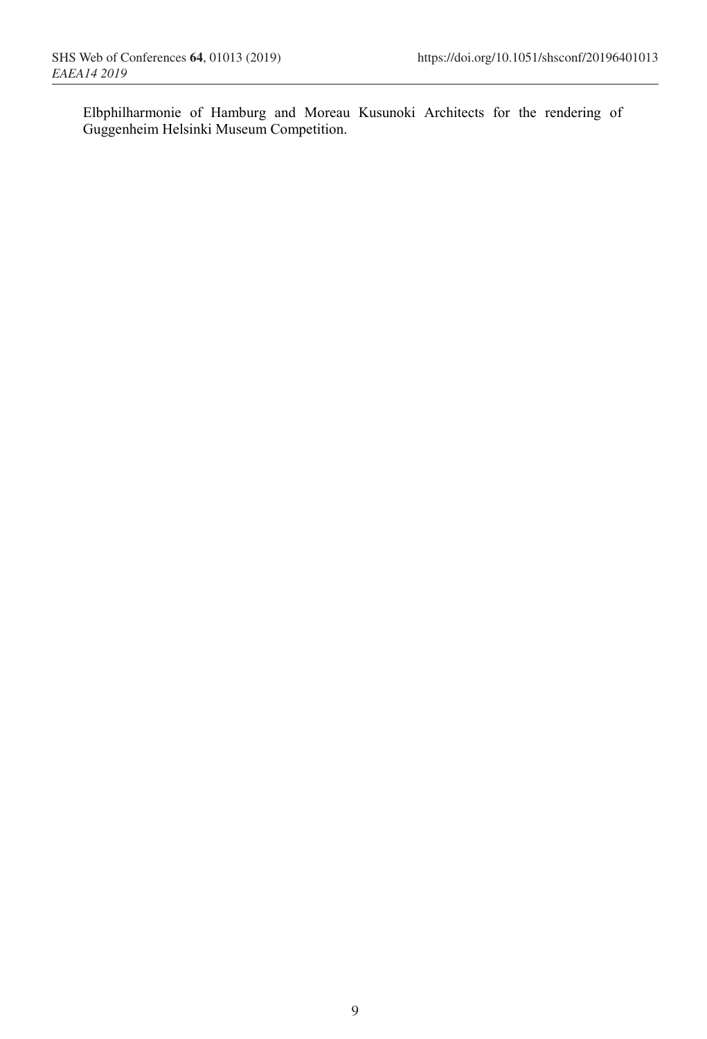Elbphilharmonie of Hamburg and Moreau Kusunoki Architects for the rendering of Guggenheim Helsinki Museum Competition.